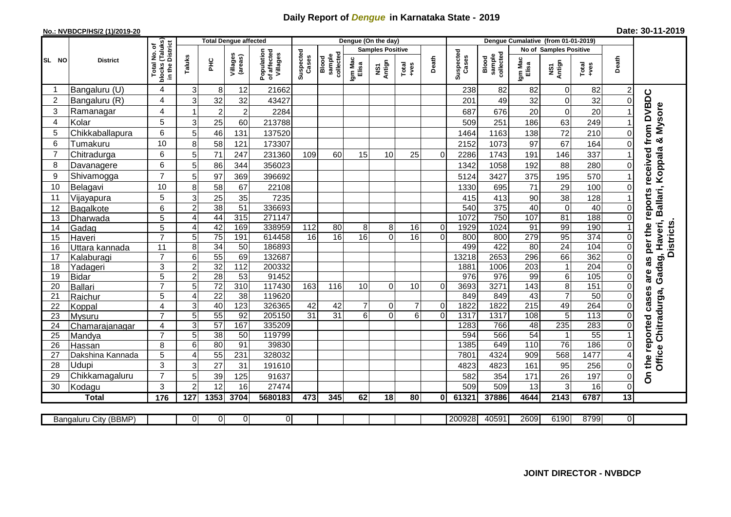# Daily Report of *Dengue* in Karnataka State - 2019

**No.: NVBDCP/HS/2 (1)/2019-20**

**Date: 30-11-2019**

| SL NO | District | Total No. of blocks (Taluks) in the District | Total Dengue affected | | | | Dengue (On the day) | | | | | | | Dengue Cumalative (from 01-01-2019) | | | | | | | |
|---|---|---|---|---|---|---|---|---|---|---|---|---|---|---|---|---|---|---|---|---|
| | | | Taluks | PHC | Villages (areas) | Population of affected Villages | Suspected Cases | Blood sample collected | Samples Positive | | | Death | Suspected Cases | Blood sample collected | No of Samples Positive | | | Death | |
| | | | | | | | | | Igm Mac Elisa | NS1 Antign | Total +ves | | | | Igm Mac Elisa | NS1 Antign | Total +ves | | |
| 1 | Bangaluru (U) | 4 | 3 | 8 | 12 | 21662 | | | | | | | 238 | 82 | 82 | 0 | 82 | 2 | On the reported cases are as per the reports received from DVBDC Office Chitradurga, Gadag, Haveri, Ballari, Koppala & Mysore Districts. |
| 2 | Bangaluru (R) | 4 | 3 | 32 | 32 | 43427 | | | | | | | 201 | 49 | 32 | 0 | 32 | 0 | |
| 3 | Ramanagar | 4 | 1 | 2 | 2 | 2284 | | | | | | | 687 | 676 | 20 | 0 | 20 | 1 | |
| 4 | Kolar | 5 | 3 | 25 | 60 | 213788 | | | | | | | 509 | 251 | 186 | 63 | 249 | 1 | |
| 5 | Chikkaballapura | 6 | 5 | 46 | 131 | 137520 | | | | | | | 1464 | 1163 | 138 | 72 | 210 | 0 | |
| 6 | Tumakuru | 10 | 8 | 58 | 121 | 173307 | | | | | | | 2152 | 1073 | 97 | 67 | 164 | 0 | |
| 7 | Chitradurga | 6 | 5 | 71 | 247 | 231360 | 109 | 60 | 15 | 10 | 25 | 0 | 2286 | 1743 | 191 | 146 | 337 | 1 | |
| 8 | Davanagere | 6 | 5 | 86 | 344 | 356023 | | | | | | | 1342 | 1058 | 192 | 88 | 280 | 0 | |
| 9 | Shivamogga | 7 | 5 | 97 | 369 | 396692 | | | | | | | 5124 | 3427 | 375 | 195 | 570 | 1 | |
| 10 | Belagavi | 10 | 8 | 58 | 67 | 22108 | | | | | | | 1330 | 695 | 71 | 29 | 100 | 0 | |
| 11 | Vijayapura | 5 | 3 | 25 | 35 | 7235 | | | | | | | 415 | 413 | 90 | 38 | 128 | 1 | |
| 12 | Bagalkote | 6 | 2 | 38 | 51 | 336693 | | | | | | | 540 | 375 | 40 | 0 | 40 | 0 | |
| 13 | Dharwada | 5 | 4 | 44 | 315 | 271147 | | | | | | | 1072 | 750 | 107 | 81 | 188 | 0 | |
| 14 | Gadag | 5 | 4 | 42 | 169 | 338959 | 112 | 80 | 8 | 8 | 16 | 0 | 1929 | 1024 | 91 | 99 | 190 | 1 | |
| 15 | Haveri | 7 | 5 | 75 | 191 | 614458 | 16 | 16 | 16 | 0 | 16 | 0 | 800 | 800 | 279 | 95 | 374 | 0 | |
| 16 | Uttara kannada | 11 | 8 | 34 | 50 | 186893 | | | | | | | 499 | 422 | 80 | 24 | 104 | 0 | |
| 17 | Kalaburagi | 7 | 6 | 55 | 69 | 132687 | | | | | | | 13218 | 2653 | 296 | 66 | 362 | 0 | |
| 18 | Yadageri | 3 | 2 | 32 | 112 | 200332 | | | | | | | 1881 | 1006 | 203 | 1 | 204 | 0 | |
| 19 | Bidar | 5 | 2 | 28 | 53 | 91452 | | | | | | | 976 | 976 | 99 | 6 | 105 | 0 | |
| 20 | Ballari | 7 | 5 | 72 | 310 | 117430 | 163 | 116 | 10 | 0 | 10 | 0 | 3693 | 3271 | 143 | 8 | 151 | 0 | |
| 21 | Raichur | 5 | 4 | 22 | 38 | 119620 | | | | | | | 849 | 849 | 43 | 7 | 50 | 0 | |
| 22 | Koppal | 4 | 3 | 40 | 123 | 326365 | 42 | 42 | 7 | 0 | 7 | 0 | 1822 | 1822 | 215 | 49 | 264 | 0 | |
| 23 | Mysuru | 7 | 5 | 55 | 92 | 205150 | 31 | 31 | 6 | 0 | 6 | 0 | 1317 | 1317 | 108 | 5 | 113 | 0 | |
| 24 | Chamarajanagar | 4 | 3 | 57 | 167 | 335209 | | | | | | | 1283 | 766 | 48 | 235 | 283 | 0 | |
| 25 | Mandya | 7 | 5 | 38 | 50 | 119799 | | | | | | | 594 | 566 | 54 | 1 | 55 | 1 | |
| 26 | Hassan | 8 | 6 | 80 | 91 | 39830 | | | | | | | 1385 | 649 | 110 | 76 | 186 | 0 | |
| 27 | Dakshina Kannada | 5 | 4 | 55 | 231 | 328032 | | | | | | | 7801 | 4324 | 909 | 568 | 1477 | 4 | |
| 28 | Udupi | 3 | 3 | 27 | 31 | 191610 | | | | | | | 4823 | 4823 | 161 | 95 | 256 | 0 | |
| 29 | Chikkamagaluru | 7 | 5 | 39 | 125 | 91637 | | | | | | | 582 | 354 | 171 | 26 | 197 | 0 | |
| 30 | Kodagu | 3 | 2 | 12 | 16 | 27474 | | | | | | | 509 | 509 | 13 | 3 | 16 | 0 | |
| | **Total** | **176** | **127** | **1353** | **3704** | **5680183** | **473** | **345** | **62** | **18** | **80** | **0** | **61321** | **37886** | **4644** | **2143** | **6787** | **13** | |

| Bangaluru City (BBMP) | | 0 | 0 | 0 | 0 | | | | | | | 200928 | 40591 | 2609 | 6190 | 8799 | 0 |
|---|---|---|---|---|---|---|---|---|---|---|---|---|---|---|---|---|---|

**JOINT DIRECTOR - NVBDCP**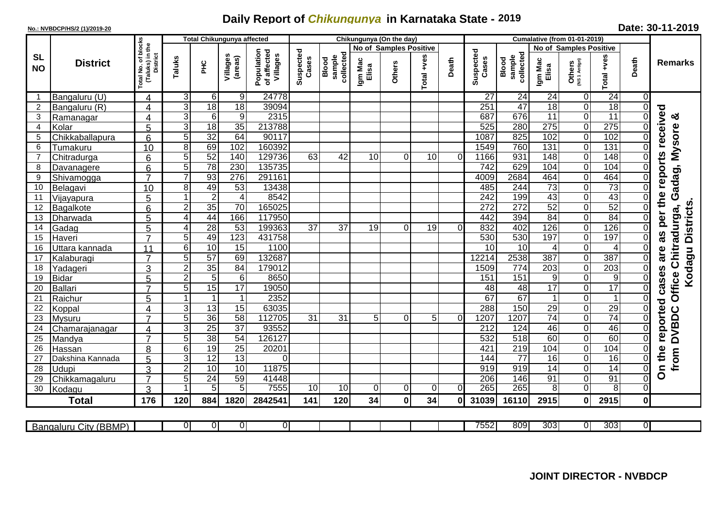# Daily Report of *Chikungunya* in Karnataka State - 2019

**No.: NVBDCP/HS/2 (1)/2019-20**

**Date: 30-11-2019**

| SL NO | District | Total No. of blocks (Taluks) in the District | Total Chikungunya affected | | | | Chikungunya (On the day) | | | | | | Cumalative (from 01-01-2019) | | | | | | Remarks |
|---|---|---|---|---|---|---|---|---|---|---|---|---|---|---|---|---|---|---|---|
| | | | Taluks | PHC | Villages (areas) | Population of affected Villages | Suspected Cases | Blood sample collected | No of Samples Positive | | | Death | Suspected Cases | Blood sample collected | No of Samples Positive | | | Death | |
| | | | | | | | | | Igm Mac Elisa | Others | Total +ves | | | | Igm Mac Elisa | Others (NS1 Antign) | Total +ves | | |
| 1 | Bangaluru (U) | 4 | 3 | 6 | 9 | 24778 | | | | | | | 27 | 24 | 24 | 0 | 24 | 0 | On the reported cases are as per the reports received from DVBDC Office Chitradurga, Gadag, Mysore & Kodagu Districts. |
| 2 | Bangaluru (R) | 4 | 3 | 18 | 18 | 39094 | | | | | | | 251 | 47 | 18 | 0 | 18 | 0 | |
| 3 | Ramanagar | 4 | 3 | 6 | 9 | 2315 | | | | | | | 687 | 676 | 11 | 0 | 11 | 0 | |
| 4 | Kolar | 5 | 3 | 18 | 35 | 213788 | | | | | | | 525 | 280 | 275 | 0 | 275 | 0 | |
| 5 | Chikkaballapura | 6 | 5 | 32 | 64 | 90117 | | | | | | | 1087 | 825 | 102 | 0 | 102 | 0 | |
| 6 | Tumakuru | 10 | 8 | 69 | 102 | 160392 | | | | | | | 1549 | 760 | 131 | 0 | 131 | 0 | |
| 7 | Chitradurga | 6 | 5 | 52 | 140 | 129736 | 63 | 42 | 10 | 0 | 10 | 0 | 1166 | 931 | 148 | 0 | 148 | 0 | |
| 8 | Davanagere | 6 | 5 | 78 | 230 | 135735 | | | | | | | 742 | 629 | 104 | 0 | 104 | 0 | |
| 9 | Shivamogga | 7 | 7 | 93 | 276 | 291161 | | | | | | | 4009 | 2684 | 464 | 0 | 464 | 0 | |
| 10 | Belagavi | 10 | 8 | 49 | 53 | 13438 | | | | | | | 485 | 244 | 73 | 0 | 73 | 0 | |
| 11 | Vijayapura | 5 | 1 | 2 | 4 | 8542 | | | | | | | 242 | 199 | 43 | 0 | 43 | 0 | |
| 12 | Bagalkote | 6 | 2 | 35 | 70 | 165025 | | | | | | | 272 | 272 | 52 | 0 | 52 | 0 | |
| 13 | Dharwada | 5 | 4 | 44 | 166 | 117950 | | | | | | | 442 | 394 | 84 | 0 | 84 | 0 | |
| 14 | Gadag | 5 | 4 | 28 | 53 | 199363 | 37 | 37 | 19 | 0 | 19 | 0 | 832 | 402 | 126 | 0 | 126 | 0 | |
| 15 | Haveri | 7 | 5 | 49 | 123 | 431758 | | | | | | | 530 | 530 | 197 | 0 | 197 | 0 | |
| 16 | Uttara kannada | 11 | 6 | 10 | 15 | 1100 | | | | | | | 10 | 10 | 4 | 0 | 4 | 0 | |
| 17 | Kalaburagi | 7 | 5 | 57 | 69 | 132687 | | | | | | | 12214 | 2538 | 387 | 0 | 387 | 0 | |
| 18 | Yadageri | 3 | 2 | 35 | 84 | 179012 | | | | | | | 1509 | 774 | 203 | 0 | 203 | 0 | |
| 19 | Bidar | 5 | 2 | 5 | 6 | 8650 | | | | | | | 151 | 151 | 9 | 0 | 9 | 0 | |
| 20 | Ballari | 7 | 5 | 15 | 17 | 19050 | | | | | | | 48 | 48 | 17 | 0 | 17 | 0 | |
| 21 | Raichur | 5 | 1 | 1 | 1 | 2352 | | | | | | | 67 | 67 | 1 | 0 | 1 | 0 | |
| 22 | Koppal | 4 | 3 | 13 | 15 | 63035 | | | | | | | 288 | 150 | 29 | 0 | 29 | 0 | |
| 23 | Mysuru | 7 | 5 | 36 | 58 | 112705 | 31 | 31 | 5 | 0 | 5 | 0 | 1207 | 1207 | 74 | 0 | 74 | 0 | |
| 24 | Chamarajanagar | 4 | 3 | 25 | 37 | 93552 | | | | | | | 212 | 124 | 46 | 0 | 46 | 0 | |
| 25 | Mandya | 7 | 5 | 38 | 54 | 126127 | | | | | | | 532 | 518 | 60 | 0 | 60 | 0 | |
| 26 | Hassan | 8 | 6 | 19 | 25 | 20201 | | | | | | | 421 | 219 | 104 | 0 | 104 | 0 | |
| 27 | Dakshina Kannada | 5 | 3 | 12 | 13 | 0 | | | | | | | 144 | 77 | 16 | 0 | 16 | 0 | |
| 28 | Udupi | 3 | 2 | 10 | 10 | 11875 | | | | | | | 919 | 919 | 14 | 0 | 14 | 0 | |
| 29 | Chikkamagaluru | 7 | 5 | 24 | 59 | 41448 | | | | | | | 206 | 146 | 91 | 0 | 91 | 0 | |
| 30 | Kodagu | 3 | 1 | 5 | 5 | 7555 | 10 | 10 | 0 | 0 | 0 | 0 | 265 | 265 | 8 | 0 | 8 | 0 | |
| **Total** | | **176** | **120** | **884** | **1820** | **2842541** | **141** | **120** | **34** | **0** | **34** | **0** | **31039** | **16110** | **2915** | **0** | **2915** | **0** | |

| | | | | | | | | | | | | | | | | | |
|---|---|---|---|---|---|---|---|---|---|---|---|---|---|---|---|---|---|
| Bangaluru City (BBMP) | | 0 | 0 | 0 | 0 | | | | | | | 7552 | 809 | 303 | 0 | 303 | 0 |

**JOINT DIRECTOR - NVBDCP**